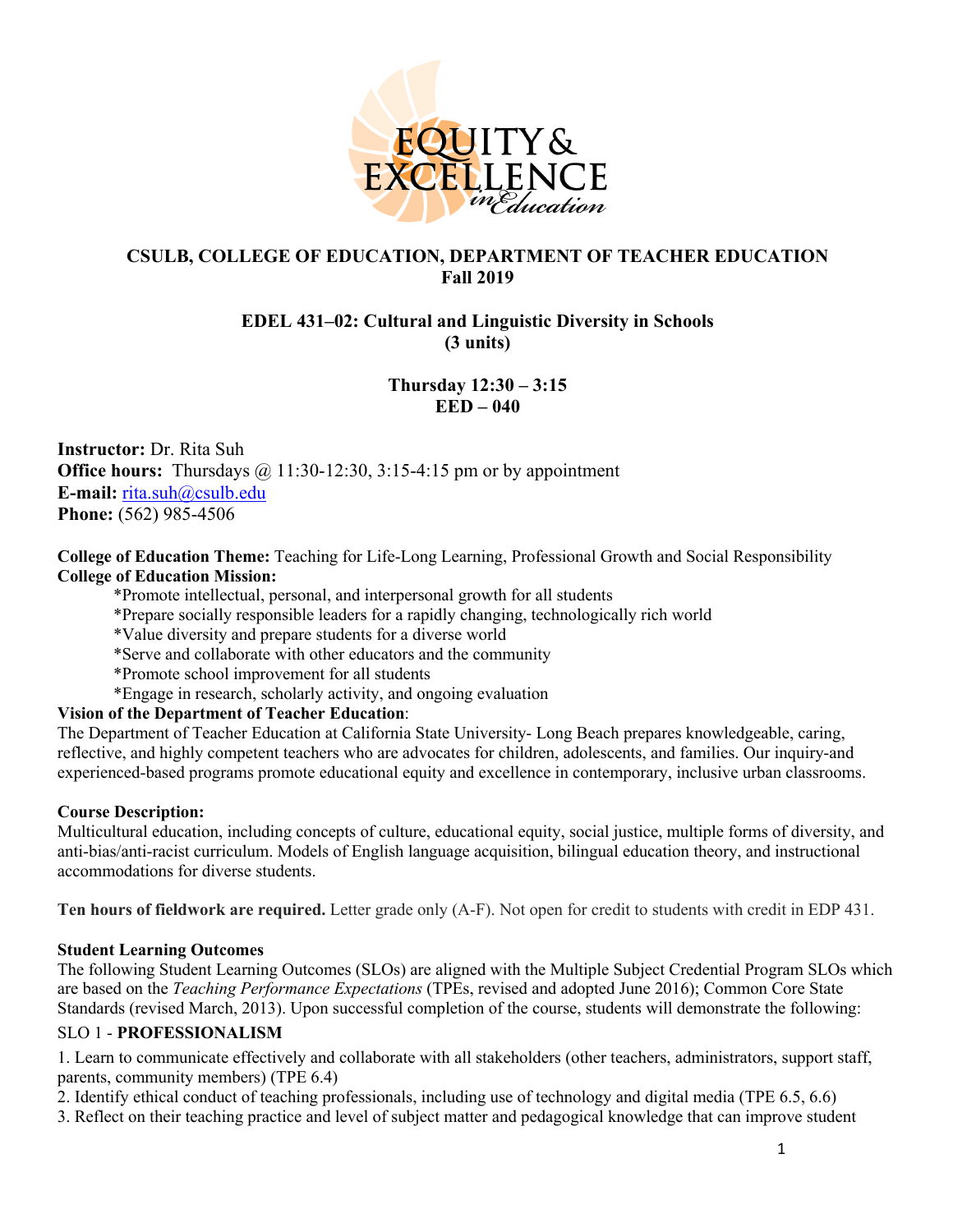EQUITY & EXCELLENCE in Education

**CSULB, COLLEGE OF EDUCATION, DEPARTMENT OF TEACHER EDUCATION**
**Fall 2019**

**EDEL 431–02: Cultural and Linguistic Diversity in Schools**
**(3 units)**

**Thursday 12:30 – 3:15**
**EED – 040**

**Instructor:** Dr. Rita Suh
**Office hours:** Thursdays @ 11:30-12:30, 3:15-4:15 pm or by appointment
**E-mail:** rita.suh@csulb.edu
**Phone:** (562) 985-4506

**College of Education Theme:** Teaching for Life-Long Learning, Professional Growth and Social Responsibility
**College of Education Mission:**

*Promote intellectual, personal, and interpersonal growth for all students
*Prepare socially responsible leaders for a rapidly changing, technologically rich world
*Value diversity and prepare students for a diverse world
*Serve and collaborate with other educators and the community
*Promote school improvement for all students
*Engage in research, scholarly activity, and ongoing evaluation

**Vision of the Department of Teacher Education**:
The Department of Teacher Education at California State University- Long Beach prepares knowledgeable, caring, reflective, and highly competent teachers who are advocates for children, adolescents, and families. Our inquiry-and experienced-based programs promote educational equity and excellence in contemporary, inclusive urban classrooms.

**Course Description:**
Multicultural education, including concepts of culture, educational equity, social justice, multiple forms of diversity, and anti-bias/anti-racist curriculum. Models of English language acquisition, bilingual education theory, and instructional accommodations for diverse students.

**Ten hours of fieldwork are required.** Letter grade only (A-F). Not open for credit to students with credit in EDP 431.

**Student Learning Outcomes**
The following Student Learning Outcomes (SLOs) are aligned with the Multiple Subject Credential Program SLOs which are based on the *Teaching Performance Expectations* (TPEs, revised and adopted June 2016); Common Core State Standards (revised March, 2013). Upon successful completion of the course, students will demonstrate the following:

SLO 1 - **PROFESSIONALISM**

1. Learn to communicate effectively and collaborate with all stakeholders (other teachers, administrators, support staff, parents, community members) (TPE 6.4)
2. Identify ethical conduct of teaching professionals, including use of technology and digital media (TPE 6.5, 6.6)
3. Reflect on their teaching practice and level of subject matter and pedagogical knowledge that can improve student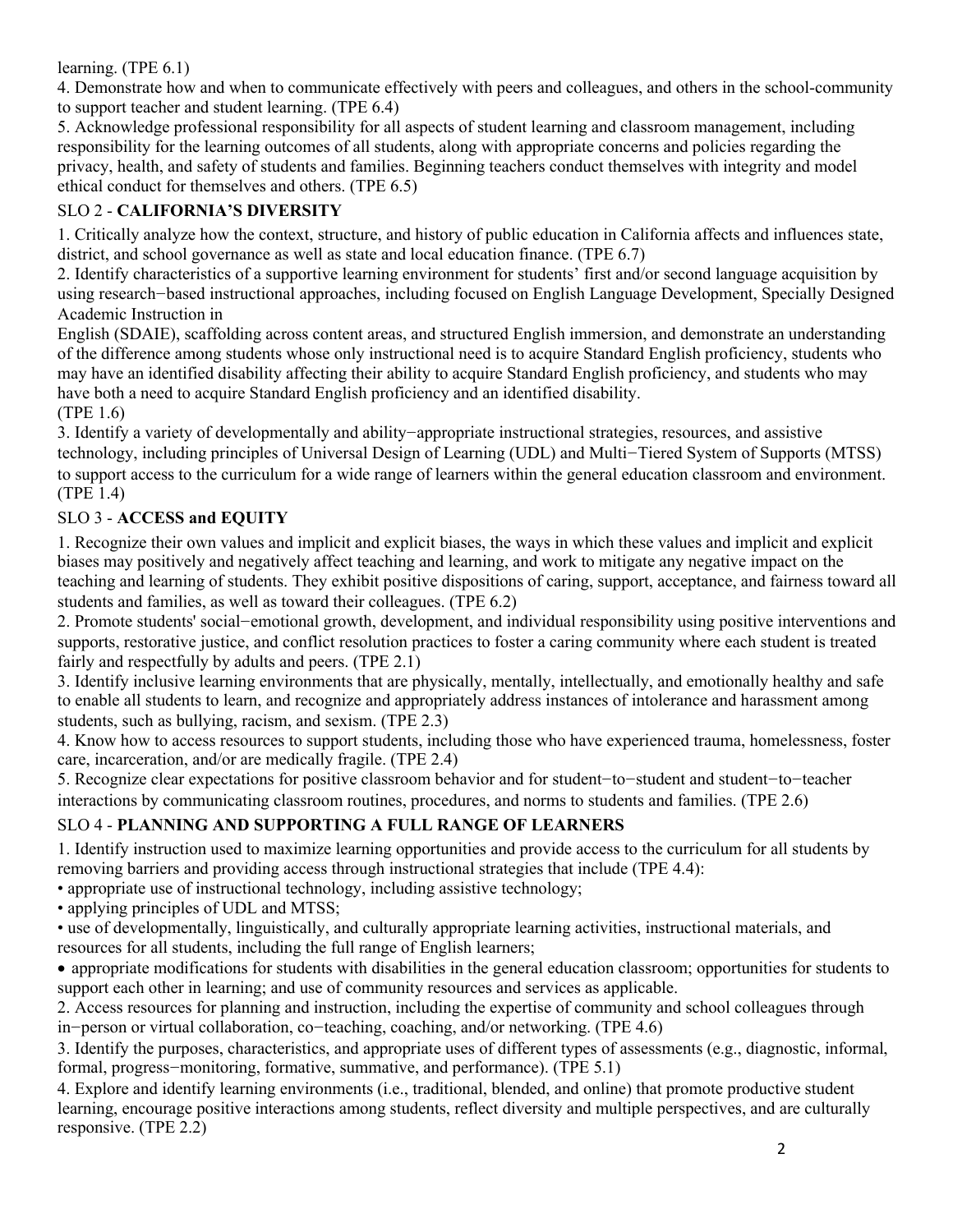learning. (TPE 6.1)

4. Demonstrate how and when to communicate effectively with peers and colleagues, and others in the school-community to support teacher and student learning. (TPE 6.4)

5. Acknowledge professional responsibility for all aspects of student learning and classroom management, including responsibility for the learning outcomes of all students, along with appropriate concerns and policies regarding the privacy, health, and safety of students and families. Beginning teachers conduct themselves with integrity and model ethical conduct for themselves and others. (TPE 6.5)

SLO 2 - **CALIFORNIA'S DIVERSITY**

1. Critically analyze how the context, structure, and history of public education in California affects and influences state, district, and school governance as well as state and local education finance. (TPE 6.7)

2. Identify characteristics of a supportive learning environment for students' first and/or second language acquisition by using research−based instructional approaches, including focused on English Language Development, Specially Designed Academic Instruction in English (SDAIE), scaffolding across content areas, and structured English immersion, and demonstrate an understanding of the difference among students whose only instructional need is to acquire Standard English proficiency, students who may have an identified disability affecting their ability to acquire Standard English proficiency, and students who may have both a need to acquire Standard English proficiency and an identified disability. (TPE 1.6)

3. Identify a variety of developmentally and ability−appropriate instructional strategies, resources, and assistive technology, including principles of Universal Design of Learning (UDL) and Multi−Tiered System of Supports (MTSS) to support access to the curriculum for a wide range of learners within the general education classroom and environment. (TPE 1.4)

SLO 3 - **ACCESS and EQUITY**

1. Recognize their own values and implicit and explicit biases, the ways in which these values and implicit and explicit biases may positively and negatively affect teaching and learning, and work to mitigate any negative impact on the teaching and learning of students. They exhibit positive dispositions of caring, support, acceptance, and fairness toward all students and families, as well as toward their colleagues. (TPE 6.2)

2. Promote students' social−emotional growth, development, and individual responsibility using positive interventions and supports, restorative justice, and conflict resolution practices to foster a caring community where each student is treated fairly and respectfully by adults and peers. (TPE 2.1)

3. Identify inclusive learning environments that are physically, mentally, intellectually, and emotionally healthy and safe to enable all students to learn, and recognize and appropriately address instances of intolerance and harassment among students, such as bullying, racism, and sexism. (TPE 2.3)

4. Know how to access resources to support students, including those who have experienced trauma, homelessness, foster care, incarceration, and/or are medically fragile. (TPE 2.4)

5. Recognize clear expectations for positive classroom behavior and for student−to−student and student−to−teacher interactions by communicating classroom routines, procedures, and norms to students and families. (TPE 2.6)

SLO 4 - **PLANNING AND SUPPORTING A FULL RANGE OF LEARNERS**

1. Identify instruction used to maximize learning opportunities and provide access to the curriculum for all students by removing barriers and providing access through instructional strategies that include (TPE 4.4):
   - appropriate use of instructional technology, including assistive technology;
   - applying principles of UDL and MTSS;
   - use of developmentally, linguistically, and culturally appropriate learning activities, instructional materials, and resources for all students, including the full range of English learners;
   - appropriate modifications for students with disabilities in the general education classroom; opportunities for students to support each other in learning; and use of community resources and services as applicable.

2. Access resources for planning and instruction, including the expertise of community and school colleagues through in−person or virtual collaboration, co−teaching, coaching, and/or networking. (TPE 4.6)

3. Identify the purposes, characteristics, and appropriate uses of different types of assessments (e.g., diagnostic, informal, formal, progress−monitoring, formative, summative, and performance). (TPE 5.1)

4. Explore and identify learning environments (i.e., traditional, blended, and online) that promote productive student learning, encourage positive interactions among students, reflect diversity and multiple perspectives, and are culturally responsive. (TPE 2.2)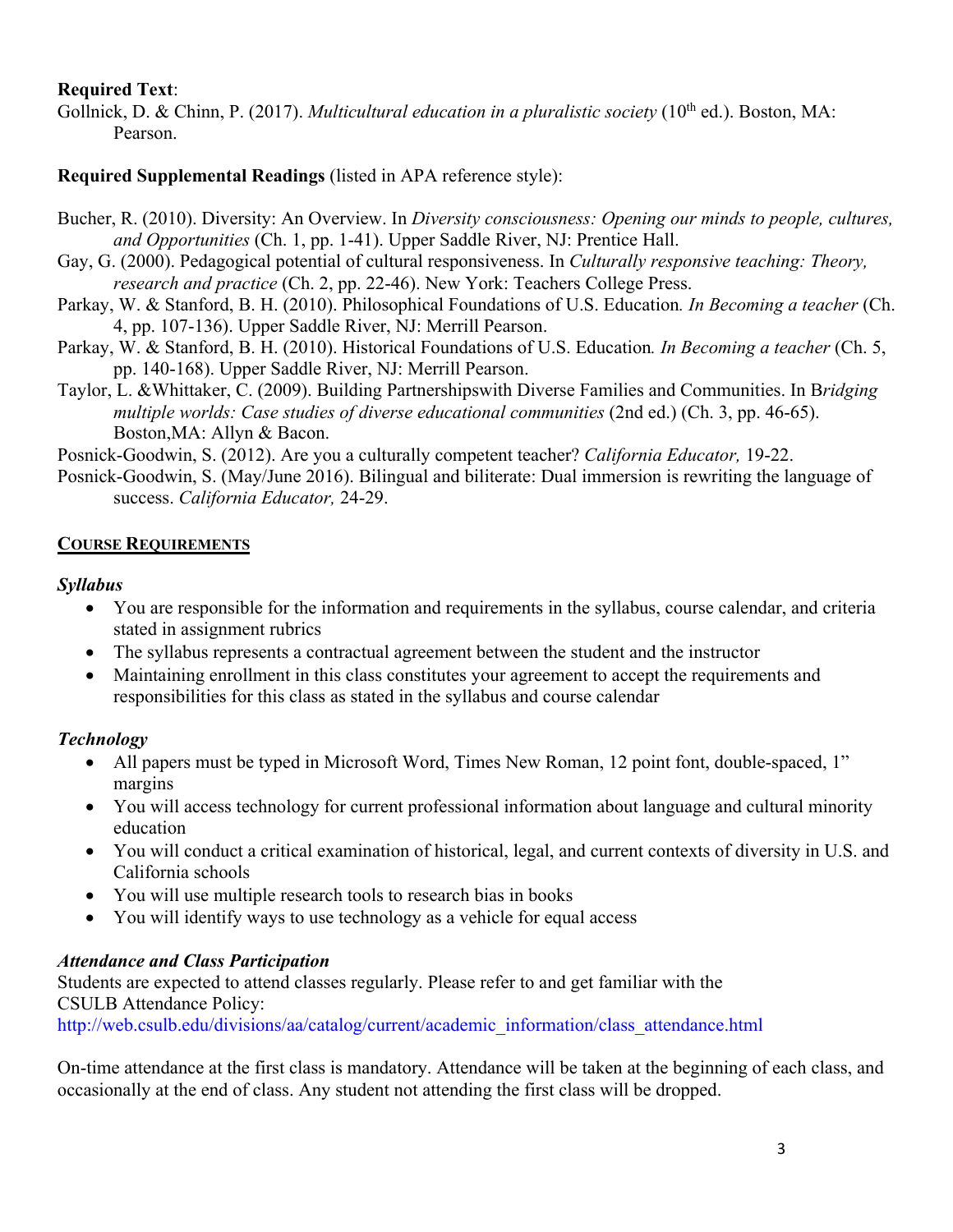**Required Text**:

Gollnick, D. & Chinn, P. (2017). *Multicultural education in a pluralistic society* (10th ed.). Boston, MA: Pearson.

**Required Supplemental Readings** (listed in APA reference style):

Bucher, R. (2010). Diversity: An Overview. In *Diversity consciousness: Opening our minds to people, cultures, and Opportunities* (Ch. 1, pp. 1-41). Upper Saddle River, NJ: Prentice Hall.

Gay, G. (2000). Pedagogical potential of cultural responsiveness. In *Culturally responsive teaching: Theory, research and practice* (Ch. 2, pp. 22-46). New York: Teachers College Press.

Parkay, W. & Stanford, B. H. (2010). Philosophical Foundations of U.S. Education*. In Becoming a teacher* (Ch. 4, pp. 107-136). Upper Saddle River, NJ: Merrill Pearson.

Parkay, W. & Stanford, B. H. (2010). Historical Foundations of U.S. Education*. In Becoming a teacher* (Ch. 5, pp. 140-168). Upper Saddle River, NJ: Merrill Pearson.

Taylor, L. &Whittaker, C. (2009). Building Partnershipswith Diverse Families and Communities. In B*ridging multiple worlds: Case studies of diverse educational communities* (2nd ed.) (Ch. 3, pp. 46-65). Boston,MA: Allyn & Bacon.

Posnick-Goodwin, S. (2012). Are you a culturally competent teacher? *California Educator,* 19-22.

Posnick-Goodwin, S. (May/June 2016). Bilingual and biliterate: Dual immersion is rewriting the language of success. *California Educator,* 24-29.

## COURSE REQUIREMENTS

### *Syllabus*

- You are responsible for the information and requirements in the syllabus, course calendar, and criteria stated in assignment rubrics
- The syllabus represents a contractual agreement between the student and the instructor
- Maintaining enrollment in this class constitutes your agreement to accept the requirements and responsibilities for this class as stated in the syllabus and course calendar

### *Technology*

- All papers must be typed in Microsoft Word, Times New Roman, 12 point font, double-spaced, 1" margins
- You will access technology for current professional information about language and cultural minority education
- You will conduct a critical examination of historical, legal, and current contexts of diversity in U.S. and California schools
- You will use multiple research tools to research bias in books
- You will identify ways to use technology as a vehicle for equal access

### *Attendance and Class Participation*

Students are expected to attend classes regularly. Please refer to and get familiar with the CSULB Attendance Policy:
http://web.csulb.edu/divisions/aa/catalog/current/academic_information/class_attendance.html

On-time attendance at the first class is mandatory. Attendance will be taken at the beginning of each class, and occasionally at the end of class. Any student not attending the first class will be dropped.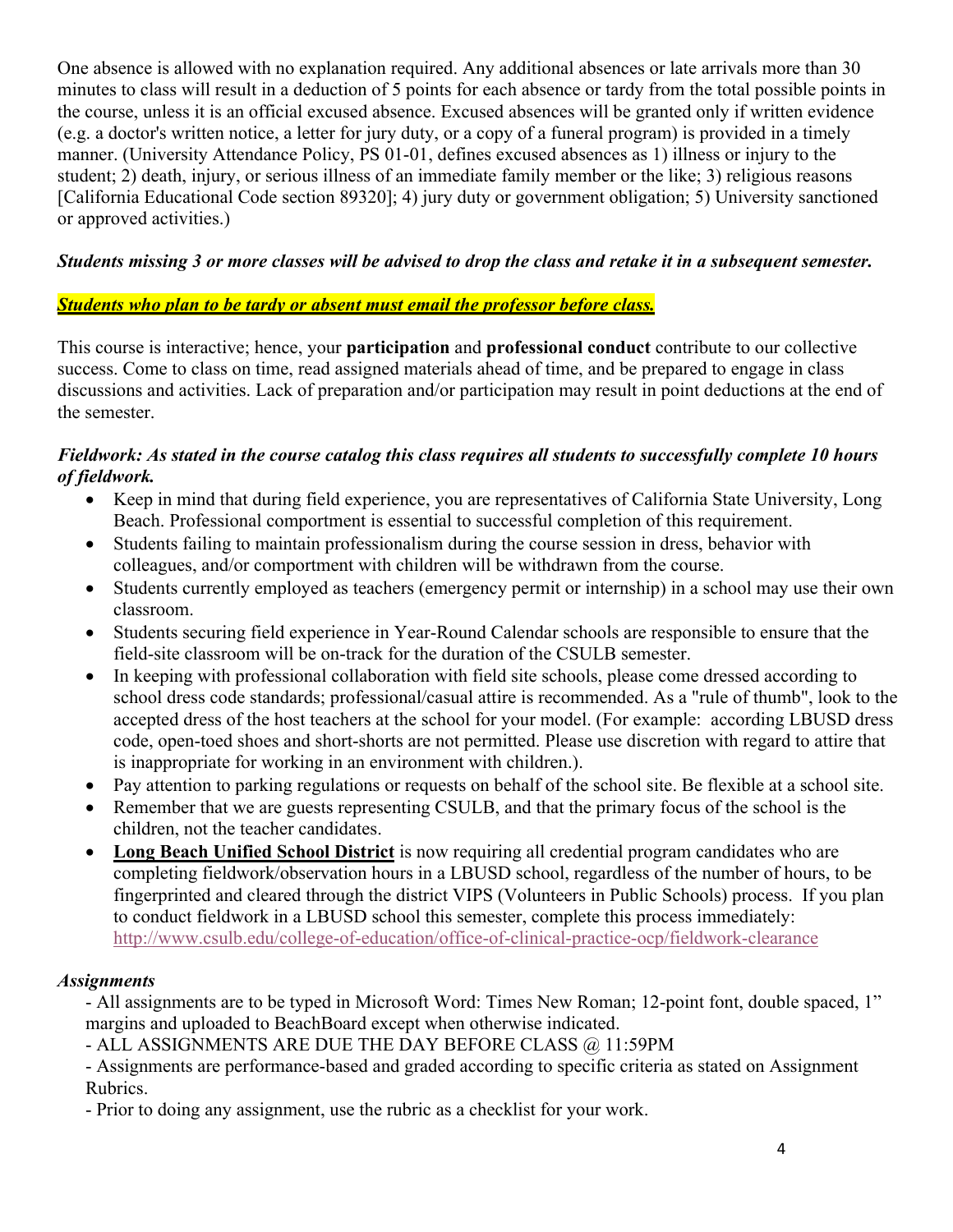One absence is allowed with no explanation required. Any additional absences or late arrivals more than 30 minutes to class will result in a deduction of 5 points for each absence or tardy from the total possible points in the course, unless it is an official excused absence. Excused absences will be granted only if written evidence (e.g. a doctor's written notice, a letter for jury duty, or a copy of a funeral program) is provided in a timely manner. (University Attendance Policy, PS 01-01, defines excused absences as 1) illness or injury to the student; 2) death, injury, or serious illness of an immediate family member or the like; 3) religious reasons [California Educational Code section 89320]; 4) jury duty or government obligation; 5) University sanctioned or approved activities.)

***Students missing 3 or more classes will be advised to drop the class and retake it in a subsequent semester.***

***<u>Students who plan to be tardy or absent must email the professor before class.</u>***

This course is interactive; hence, your **participation** and **professional conduct** contribute to our collective success. Come to class on time, read assigned materials ahead of time, and be prepared to engage in class discussions and activities. Lack of preparation and/or participation may result in point deductions at the end of the semester.

***Fieldwork: As stated in the course catalog this class requires all students to successfully complete 10 hours of fieldwork.***

- Keep in mind that during field experience, you are representatives of California State University, Long Beach. Professional comportment is essential to successful completion of this requirement.
- Students failing to maintain professionalism during the course session in dress, behavior with colleagues, and/or comportment with children will be withdrawn from the course.
- Students currently employed as teachers (emergency permit or internship) in a school may use their own classroom.
- Students securing field experience in Year-Round Calendar schools are responsible to ensure that the field-site classroom will be on-track for the duration of the CSULB semester.
- In keeping with professional collaboration with field site schools, please come dressed according to school dress code standards; professional/casual attire is recommended. As a "rule of thumb", look to the accepted dress of the host teachers at the school for your model. (For example: according LBUSD dress code, open-toed shoes and short-shorts are not permitted. Please use discretion with regard to attire that is inappropriate for working in an environment with children.).
- Pay attention to parking regulations or requests on behalf of the school site. Be flexible at a school site.
- Remember that we are guests representing CSULB, and that the primary focus of the school is the children, not the teacher candidates.
- **<u>Long Beach Unified School District</u>** is now requiring all credential program candidates who are completing fieldwork/observation hours in a LBUSD school, regardless of the number of hours, to be fingerprinted and cleared through the district VIPS (Volunteers in Public Schools) process. If you plan to conduct fieldwork in a LBUSD school this semester, complete this process immediately: http://www.csulb.edu/college-of-education/office-of-clinical-practice-ocp/fieldwork-clearance

***Assignments***

- All assignments are to be typed in Microsoft Word: Times New Roman; 12-point font, double spaced, 1" margins and uploaded to BeachBoard except when otherwise indicated.
- ALL ASSIGNMENTS ARE DUE THE DAY BEFORE CLASS @ 11:59PM
- Assignments are performance-based and graded according to specific criteria as stated on Assignment Rubrics.
- Prior to doing any assignment, use the rubric as a checklist for your work.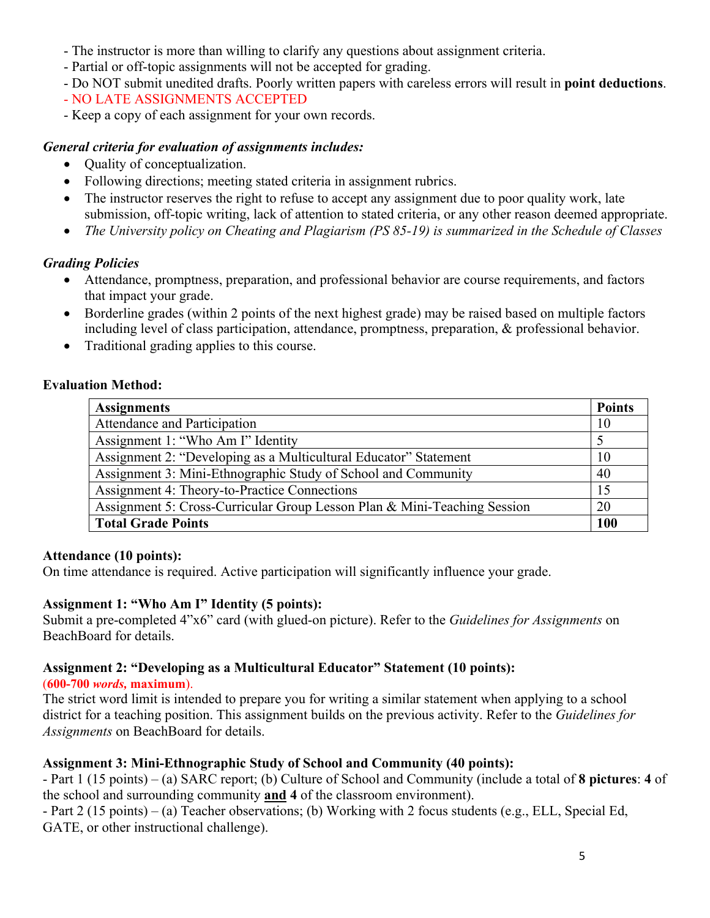- The instructor is more than willing to clarify any questions about assignment criteria.
- Partial or off-topic assignments will not be accepted for grading.
- Do NOT submit unedited drafts. Poorly written papers with careless errors will result in **point deductions**.
- NO LATE ASSIGNMENTS ACCEPTED
- Keep a copy of each assignment for your own records.

***General criteria for evaluation of assignments includes:***

- Quality of conceptualization.
- Following directions; meeting stated criteria in assignment rubrics.
- The instructor reserves the right to refuse to accept any assignment due to poor quality work, late submission, off-topic writing, lack of attention to stated criteria, or any other reason deemed appropriate.
- *The University policy on Cheating and Plagiarism (PS 85-19) is summarized in the Schedule of Classes*

***Grading Policies***

- Attendance, promptness, preparation, and professional behavior are course requirements, and factors that impact your grade.
- Borderline grades (within 2 points of the next highest grade) may be raised based on multiple factors including level of class participation, attendance, promptness, preparation, & professional behavior.
- Traditional grading applies to this course.

**Evaluation Method:**

| **Assignments** | **Points** |
|---|---|
| Attendance and Participation | 10 |
| Assignment 1: "Who Am I" Identity | 5 |
| Assignment 2: "Developing as a Multicultural Educator" Statement | 10 |
| Assignment 3: Mini-Ethnographic Study of School and Community | 40 |
| Assignment 4: Theory-to-Practice Connections | 15 |
| Assignment 5: Cross-Curricular Group Lesson Plan & Mini-Teaching Session | 20 |
| **Total Grade Points** | **100** |

**Attendance (10 points):**
On time attendance is required. Active participation will significantly influence your grade.

**Assignment 1: "Who Am I" Identity (5 points):**
Submit a pre-completed 4"x6" card (with glued-on picture). Refer to the *Guidelines for Assignments* on BeachBoard for details.

**Assignment 2: "Developing as a Multicultural Educator" Statement (10 points):**
(**600-700 *words,* maximum**).
The strict word limit is intended to prepare you for writing a similar statement when applying to a school district for a teaching position. This assignment builds on the previous activity. Refer to the *Guidelines for Assignments* on BeachBoard for details.

**Assignment 3: Mini-Ethnographic Study of School and Community (40 points):**
- Part 1 (15 points) – (a) SARC report; (b) Culture of School and Community (include a total of **8 pictures**: **4** of the school and surrounding community ***and*** **4** of the classroom environment).
- Part 2 (15 points) – (a) Teacher observations; (b) Working with 2 focus students (e.g., ELL, Special Ed, GATE, or other instructional challenge).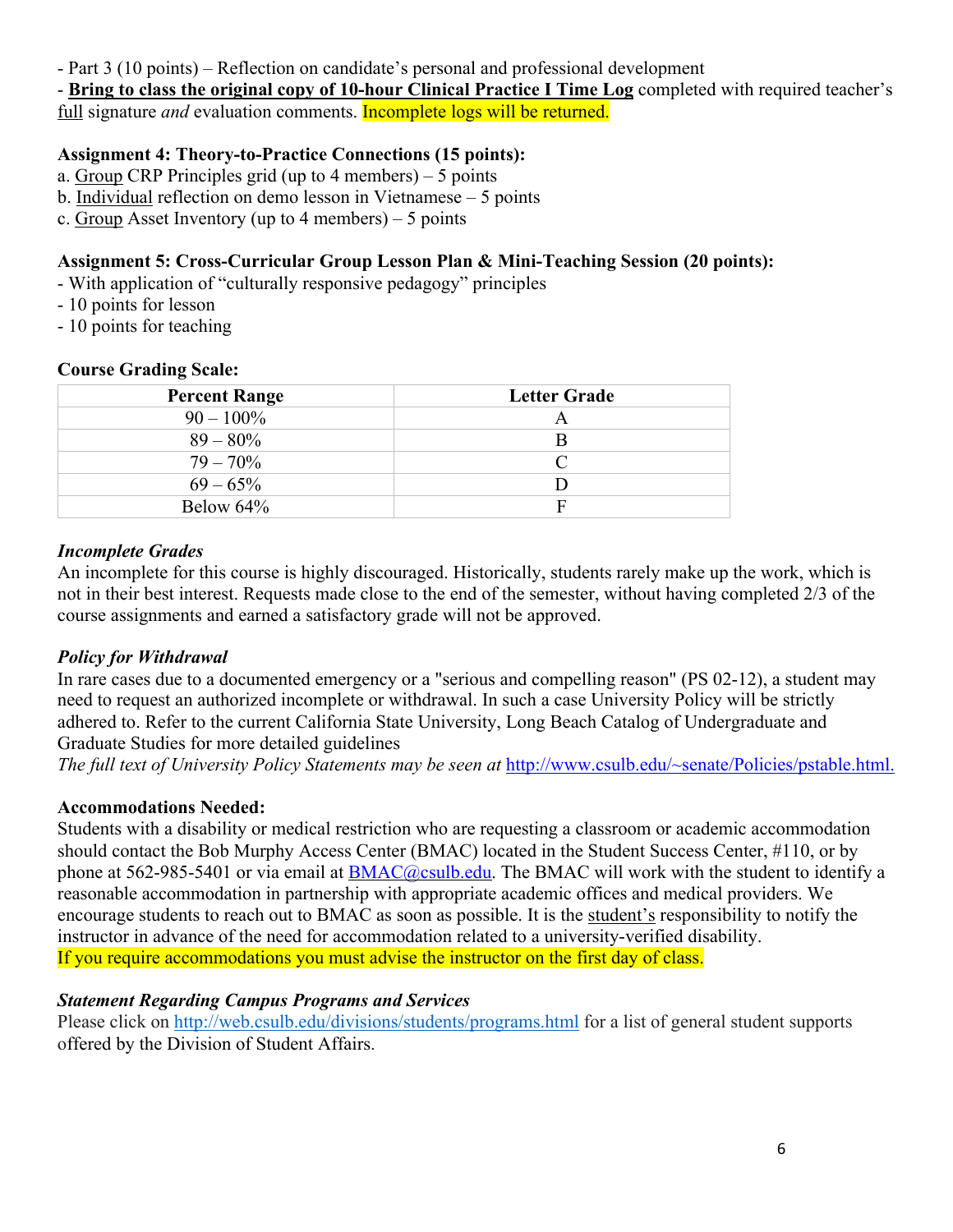- Part 3 (10 points) – Reflection on candidate's personal and professional development
- **Bring to class the original copy of 10-hour Clinical Practice I Time Log** completed with required teacher's full signature *and* evaluation comments. Incomplete logs will be returned.

**Assignment 4: Theory-to-Practice Connections (15 points):**

a. Group CRP Principles grid (up to 4 members) – 5 points
b. Individual reflection on demo lesson in Vietnamese – 5 points
c. Group Asset Inventory (up to 4 members) – 5 points

**Assignment 5: Cross-Curricular Group Lesson Plan & Mini-Teaching Session (20 points):**

- With application of "culturally responsive pedagogy" principles
- 10 points for lesson
- 10 points for teaching

**Course Grading Scale:**

| Percent Range | Letter Grade |
|---|---|
| 90 – 100% | A |
| 89 – 80% | B |
| 79 – 70% | C |
| 69 – 65% | D |
| Below 64% | F |

***Incomplete Grades***

An incomplete for this course is highly discouraged. Historically, students rarely make up the work, which is not in their best interest. Requests made close to the end of the semester, without having completed 2/3 of the course assignments and earned a satisfactory grade will not be approved.

***Policy for Withdrawal***

In rare cases due to a documented emergency or a "serious and compelling reason" (PS 02-12), a student may need to request an authorized incomplete or withdrawal. In such a case University Policy will be strictly adhered to. Refer to the current California State University, Long Beach Catalog of Undergraduate and Graduate Studies for more detailed guidelines

*The full text of University Policy Statements may be seen at* http://www.csulb.edu/~senate/Policies/pstable.html.

**Accommodations Needed:**

Students with a disability or medical restriction who are requesting a classroom or academic accommodation should contact the Bob Murphy Access Center (BMAC) located in the Student Success Center, #110, or by phone at 562-985-5401 or via email at BMAC@csulb.edu. The BMAC will work with the student to identify a reasonable accommodation in partnership with appropriate academic offices and medical providers. We encourage students to reach out to BMAC as soon as possible. It is the student's responsibility to notify the instructor in advance of the need for accommodation related to a university-verified disability.
If you require accommodations you must advise the instructor on the first day of class.

***Statement Regarding Campus Programs and Services***

Please click on http://web.csulb.edu/divisions/students/programs.html for a list of general student supports offered by the Division of Student Affairs.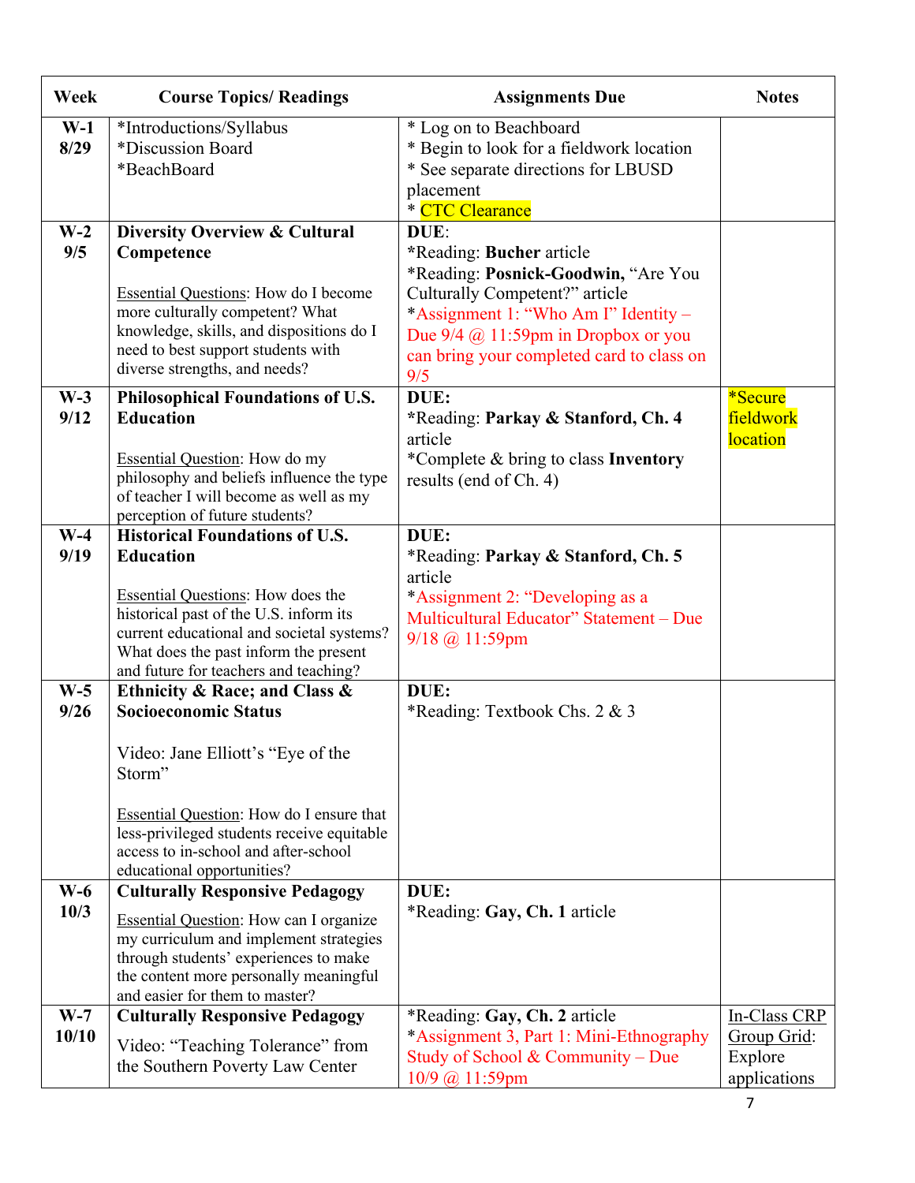| Week | Course Topics/ Readings | Assignments Due | Notes |
|---|---|---|---|
| **W-1** **8/29** | *Introductions/Syllabus<br>*Discussion Board<br>*BeachBoard | * Log on to Beachboard<br>* Begin to look for a fieldwork location<br>* See separate directions for LBUSD placement<br>* CTC Clearance | |
| **W-2** **9/5** | **Diversity Overview & Cultural Competence**<br><br>Essential Questions: How do I become more culturally competent? What knowledge, skills, and dispositions do I need to best support students with diverse strengths, and needs? | **DUE**:<br>*Reading: **Bucher** article<br>*Reading: **Posnick-Goodwin,** "Are You Culturally Competent?" article<br>*Assignment 1: "Who Am I" Identity – Due 9/4 @ 11:59pm in Dropbox or you can bring your completed card to class on 9/5 | |
| **W-3** **9/12** | **Philosophical Foundations of U.S. Education**<br><br>Essential Question: How do my philosophy and beliefs influence the type of teacher I will become as well as my perception of future students? | **DUE:**<br>*Reading: **Parkay & Stanford, Ch. 4** article<br>*Complete & bring to class **Inventory** results (end of Ch. 4) | *Secure fieldwork location |
| **W-4** **9/19** | **Historical Foundations of U.S. Education**<br><br>Essential Questions: How does the historical past of the U.S. inform its current educational and societal systems? What does the past inform the present and future for teachers and teaching? | **DUE:**<br>*Reading: **Parkay & Stanford, Ch. 5** article<br>*Assignment 2: "Developing as a Multicultural Educator" Statement – Due 9/18 @ 11:59pm | |
| **W-5** **9/26** | **Ethnicity & Race; and Class & Socioeconomic Status**<br><br>Video: Jane Elliott's "Eye of the Storm"<br><br>Essential Question: How do I ensure that less-privileged students receive equitable access to in-school and after-school educational opportunities? | **DUE:**<br>*Reading: Textbook Chs. 2 & 3 | |
| **W-6** **10/3** | **Culturally Responsive Pedagogy**<br>Essential Question: How can I organize my curriculum and implement strategies through students' experiences to make the content more personally meaningful and easier for them to master? | **DUE:**<br>*Reading: **Gay, Ch. 1** article | |
| **W-7** **10/10** | **Culturally Responsive Pedagogy**<br>Video: "Teaching Tolerance" from the Southern Poverty Law Center | *Reading: **Gay, Ch. 2** article<br>*Assignment 3, Part 1: Mini-Ethnography Study of School & Community – Due 10/9 @ 11:59pm | In-Class CRP Group Grid: Explore applications |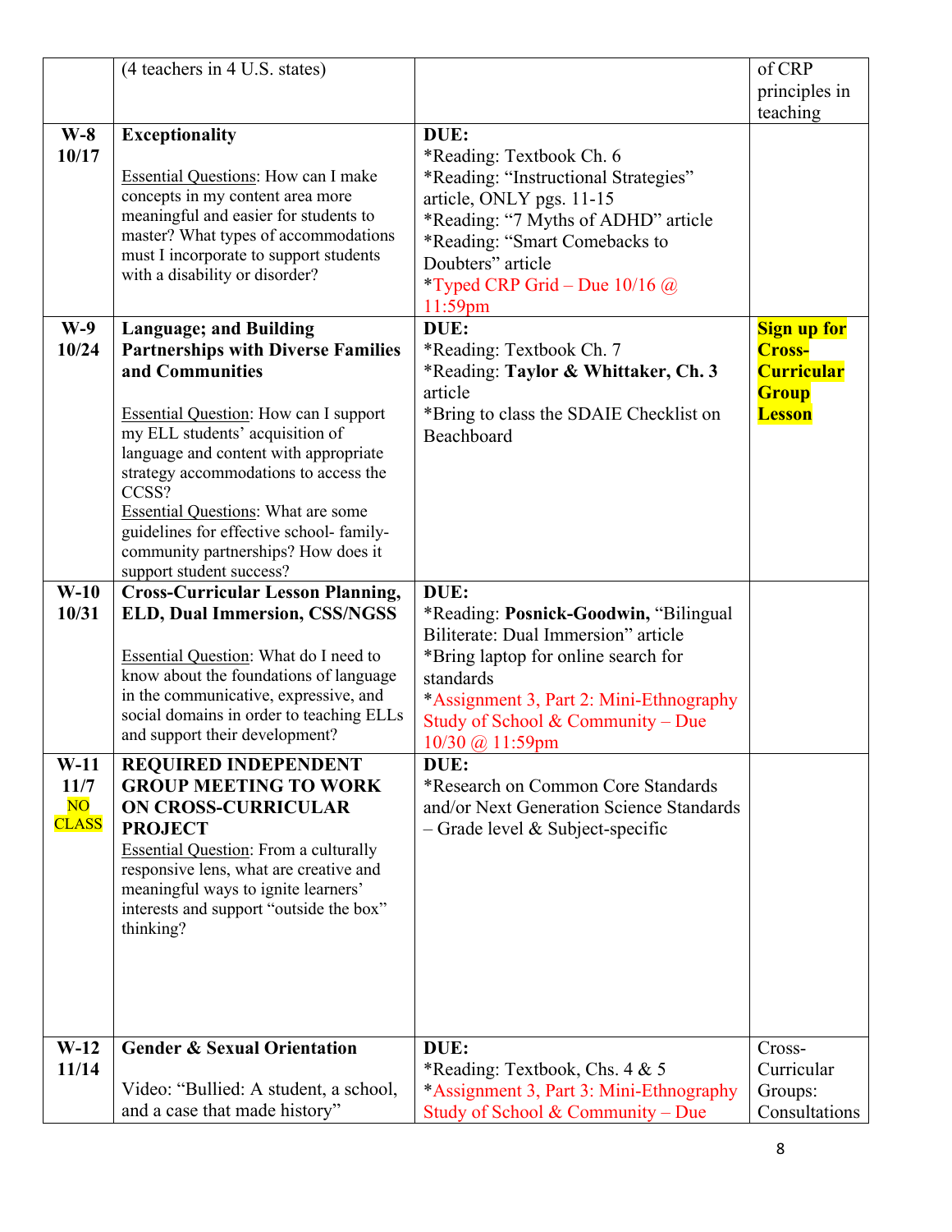| | (4 teachers in 4 U.S. states) | | of CRP principles in teaching |
|---|---|---|---|
| **W-8 10/17** | **Exceptionality**<br><br>Essential Questions: How can I make concepts in my content area more meaningful and easier for students to master? What types of accommodations must I incorporate to support students with a disability or disorder? | **DUE:**<br>*Reading: Textbook Ch. 6<br>*Reading: "Instructional Strategies" article, ONLY pgs. 11-15<br>*Reading: "7 Myths of ADHD" article<br>*Reading: "Smart Comebacks to Doubters" article<br>*Typed CRP Grid – Due 10/16 @ 11:59pm | |
| **W-9 10/24** | **Language; and Building Partnerships with Diverse Families and Communities**<br><br>Essential Question: How can I support my ELL students' acquisition of language and content with appropriate strategy accommodations to access the CCSS?<br>Essential Questions: What are some guidelines for effective school- family-community partnerships? How does it support student success? | **DUE:**<br>*Reading: Textbook Ch. 7<br>*Reading: **Taylor & Whittaker, Ch. 3** article<br>*Bring to class the SDAIE Checklist on Beachboard | **Sign up for Cross-Curricular Group Lesson** |
| **W-10 10/31** | **Cross-Curricular Lesson Planning, ELD, Dual Immersion, CSS/NGSS**<br><br>Essential Question: What do I need to know about the foundations of language in the communicative, expressive, and social domains in order to teaching ELLs and support their development? | **DUE:**<br>*Reading: **Posnick-Goodwin,** "Bilingual Biliterate: Dual Immersion" article<br>*Bring laptop for online search for standards<br>*Assignment 3, Part 2: Mini-Ethnography Study of School & Community – Due 10/30 @ 11:59pm | |
| **W-11 11/7** NO CLASS | **REQUIRED INDEPENDENT GROUP MEETING TO WORK ON CROSS-CURRICULAR PROJECT**<br>Essential Question: From a culturally responsive lens, what are creative and meaningful ways to ignite learners' interests and support "outside the box" thinking? | **DUE:**<br>*Research on Common Core Standards and/or Next Generation Science Standards – Grade level & Subject-specific | |
| **W-12 11/14** | **Gender & Sexual Orientation**<br><br>Video: "Bullied: A student, a school, and a case that made history" | **DUE:**<br>*Reading: Textbook, Chs. 4 & 5<br>*Assignment 3, Part 3: Mini-Ethnography Study of School & Community – Due | Cross-Curricular Groups: Consultations |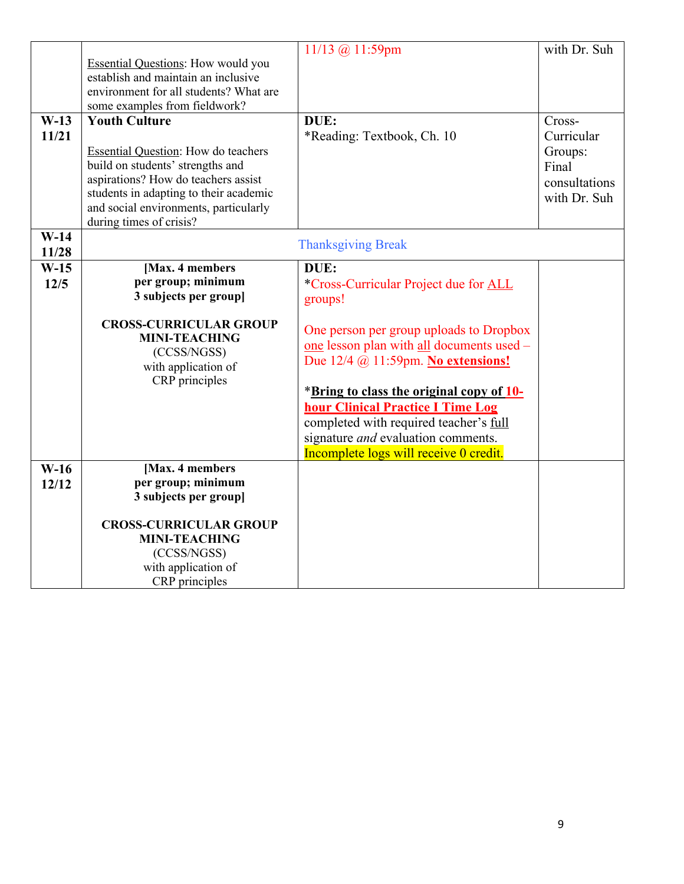| | | | |
|---|---|---|---|
| | Essential Questions: How would you establish and maintain an inclusive environment for all students? What are some examples from fieldwork? | 11/13 @ 11:59pm | with Dr. Suh |
| **W-13 11/21** | **Youth Culture**<br><br>Essential Question: How do teachers build on students' strengths and aspirations? How do teachers assist students in adapting to their academic and social environments, particularly during times of crisis? | **DUE:**<br>*Reading: Textbook, Ch. 10 | Cross-Curricular Groups: Final consultations with Dr. Suh |
| **W-14 11/28** | Thanksgiving Break | | |
| **W-15 12/5** | **[Max. 4 members per group; minimum 3 subjects per group]**<br><br>**CROSS-CURRICULAR GROUP MINI-TEACHING** (CCSS/NGSS) with application of CRP principles | **DUE:**<br>*Cross-Curricular Project due for ALL groups!<br><br>One person per group uploads to Dropbox one lesson plan with all documents used – Due 12/4 @ 11:59pm. **No extensions!**<br><br>***Bring to class the original copy of 10-hour Clinical Practice I Time Log** completed with required teacher's full signature *and* evaluation comments. Incomplete logs will receive 0 credit. | |
| **W-16 12/12** | **[Max. 4 members per group; minimum 3 subjects per group]**<br><br>**CROSS-CURRICULAR GROUP MINI-TEACHING** (CCSS/NGSS) with application of CRP principles | | |